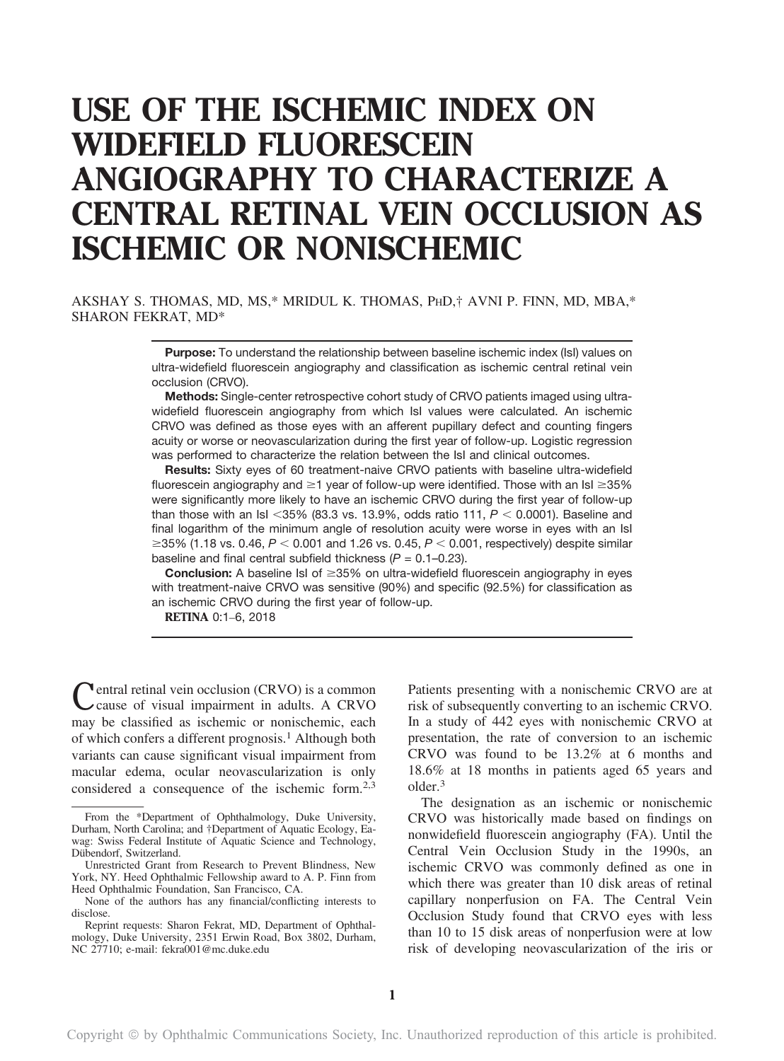# USE OF THE ISCHEMIC INDEX ON WIDEFIELD FLUORESCEIN ANGIOGRAPHY TO CHARACTERIZE A CENTRAL RETINAL VEIN OCCLUSION AS ISCHEMIC OR NONISCHEMIC

AKSHAY S. THOMAS, MD, MS,* MRIDUL K. THOMAS, PHD,† AVNI P. FINN, MD, MBA,* SHARON FEKRAT, MD*

**Purpose:** To understand the relationship between baseline ischemic index (IsI) values on ultra-widefield fluorescein angiography and classification as ischemic central retinal vein occlusion (CRVO).

**Methods:** Single-center retrospective cohort study of CRVO patients imaged using ultra-widefield fluorescein angiography from which IsI values were calculated. An ischemic CRVO was defined as those eyes with an afferent pupillary defect and counting fingers acuity or worse or neovascularization during the first year of follow-up. Logistic regression was performed to characterize the relation between the IsI and clinical outcomes.

**Results:** Sixty eyes of 60 treatment-naive CRVO patients with baseline ultra-widefield fluorescein angiography and ≥1 year of follow-up were identified. Those with an IsI ≥35% were significantly more likely to have an ischemic CRVO during the first year of follow-up than those with an IsI <35% (83.3 vs. 13.9%, odds ratio 111, $P < 0.0001$). Baseline and final logarithm of the minimum angle of resolution acuity were worse in eyes with an IsI ≥35% (1.18 vs. 0.46, $P < 0.001$ and 1.26 vs. 0.45, $P < 0.001$, respectively) despite similar baseline and final central subfield thickness ($P = 0.1–0.23$).

**Conclusion:** A baseline IsI of ≥35% on ultra-widefield fluorescein angiography in eyes with treatment-naive CRVO was sensitive (90%) and specific (92.5%) for classification as an ischemic CRVO during the first year of follow-up.

**RETINA** 0:1–6, 2018

Central retinal vein occlusion (CRVO) is a common cause of visual impairment in adults. A CRVO may be classified as ischemic or nonischemic, each of which confers a different prognosis.[1] Although both variants can cause significant visual impairment from macular edema, ocular neovascularization is only considered a consequence of the ischemic form.[2,3] Patients presenting with a nonischemic CRVO are at risk of subsequently converting to an ischemic CRVO. In a study of 442 eyes with nonischemic CRVO at presentation, the rate of conversion to an ischemic CRVO was found to be 13.2% at 6 months and 18.6% at 18 months in patients aged 65 years and older.[3]

The designation as an ischemic or nonischemic CRVO was historically made based on findings on nonwidefield fluorescein angiography (FA). Until the Central Vein Occlusion Study in the 1990s, an ischemic CRVO was commonly defined as one in which there was greater than 10 disk areas of retinal capillary nonperfusion on FA. The Central Vein Occlusion Study found that CRVO eyes with less than 10 to 15 disk areas of nonperfusion were at low risk of developing neovascularization of the iris or

---

From the *Department of Ophthalmology, Duke University, Durham, North Carolina; and †Department of Aquatic Ecology, Eawag: Swiss Federal Institute of Aquatic Science and Technology, Dübendorf, Switzerland.

Unrestricted Grant from Research to Prevent Blindness, New York, NY. Heed Ophthalmic Fellowship award to A. P. Finn from Heed Ophthalmic Foundation, San Francisco, CA.

None of the authors has any financial/conflicting interests to disclose.

Reprint requests: Sharon Fekrat, MD, Department of Ophthalmology, Duke University, 2351 Erwin Road, Box 3802, Durham, NC 27710; e-mail: fekra001@mc.duke.edu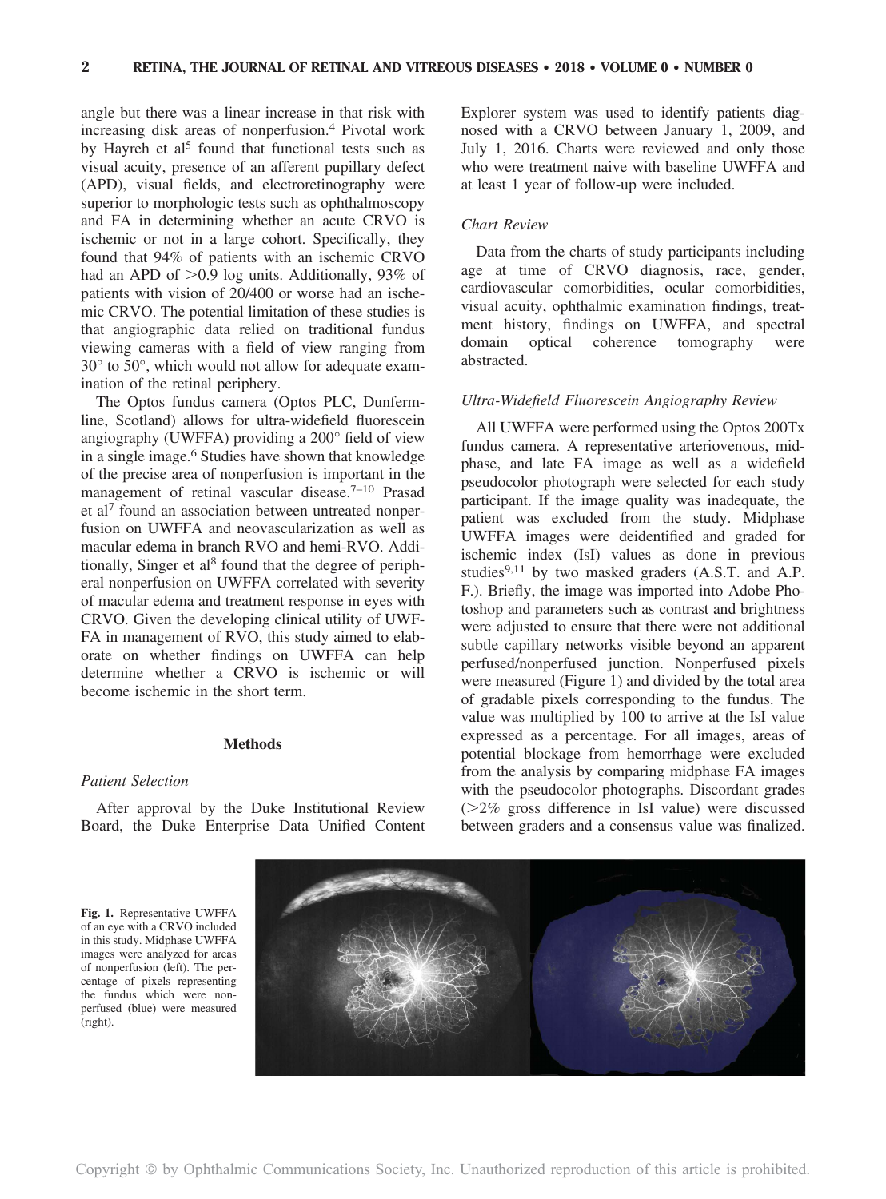angle but there was a linear increase in that risk with increasing disk areas of nonperfusion.[4] Pivotal work by Hayreh et al[5] found that functional tests such as visual acuity, presence of an afferent pupillary defect (APD), visual fields, and electroretinography were superior to morphologic tests such as ophthalmoscopy and FA in determining whether an acute CRVO is ischemic or not in a large cohort. Specifically, they found that 94% of patients with an ischemic CRVO had an APD of >0.9 log units. Additionally, 93% of patients with vision of 20/400 or worse had an ischemic CRVO. The potential limitation of these studies is that angiographic data relied on traditional fundus viewing cameras with a field of view ranging from 30° to 50°, which would not allow for adequate examination of the retinal periphery.

The Optos fundus camera (Optos PLC, Dunfermline, Scotland) allows for ultra-widefield fluorescein angiography (UWFFA) providing a 200° field of view in a single image.[6] Studies have shown that knowledge of the precise area of nonperfusion is important in the management of retinal vascular disease.[7–10] Prasad et al[7] found an association between untreated nonperfusion on UWFFA and neovascularization as well as macular edema in branch RVO and hemi-RVO. Additionally, Singer et al[8] found that the degree of peripheral nonperfusion on UWFFA correlated with severity of macular edema and treatment response in eyes with CRVO. Given the developing clinical utility of UWFFA in management of RVO, this study aimed to elaborate on whether findings on UWFFA can help determine whether a CRVO is ischemic or will become ischemic in the short term.

## Methods

### *Patient Selection*

After approval by the Duke Institutional Review Board, the Duke Enterprise Data Unified Content Explorer system was used to identify patients diagnosed with a CRVO between January 1, 2009, and July 1, 2016. Charts were reviewed and only those who were treatment naive with baseline UWFFA and at least 1 year of follow-up were included.

### *Chart Review*

Data from the charts of study participants including age at time of CRVO diagnosis, race, gender, cardiovascular comorbidities, ocular comorbidities, visual acuity, ophthalmic examination findings, treatment history, findings on UWFFA, and spectral domain optical coherence tomography were abstracted.

### *Ultra-Widefield Fluorescein Angiography Review*

All UWFFA were performed using the Optos 200Tx fundus camera. A representative arteriovenous, midphase, and late FA image as well as a widefield pseudocolor photograph were selected for each study participant. If the image quality was inadequate, the patient was excluded from the study. Midphase UWFFA images were deidentified and graded for ischemic index (IsI) values as done in previous studies[9,11] by two masked graders (A.S.T. and A.P. F.). Briefly, the image was imported into Adobe Photoshop and parameters such as contrast and brightness were adjusted to ensure that there were not additional subtle capillary networks visible beyond an apparent perfused/nonperfused junction. Nonperfused pixels were measured (Figure 1) and divided by the total area of gradable pixels corresponding to the fundus. The value was multiplied by 100 to arrive at the IsI value expressed as a percentage. For all images, areas of potential blockage from hemorrhage were excluded from the analysis by comparing midphase FA images with the pseudocolor photographs. Discordant grades (>2% gross difference in IsI value) were discussed between graders and a consensus value was finalized.

**Fig. 1.** Representative UWFFA of an eye with a CRVO included in this study. Midphase UWFFA images were analyzed for areas of nonperfusion (left). The percentage of pixels representing the fundus which were nonperfused (blue) were measured (right).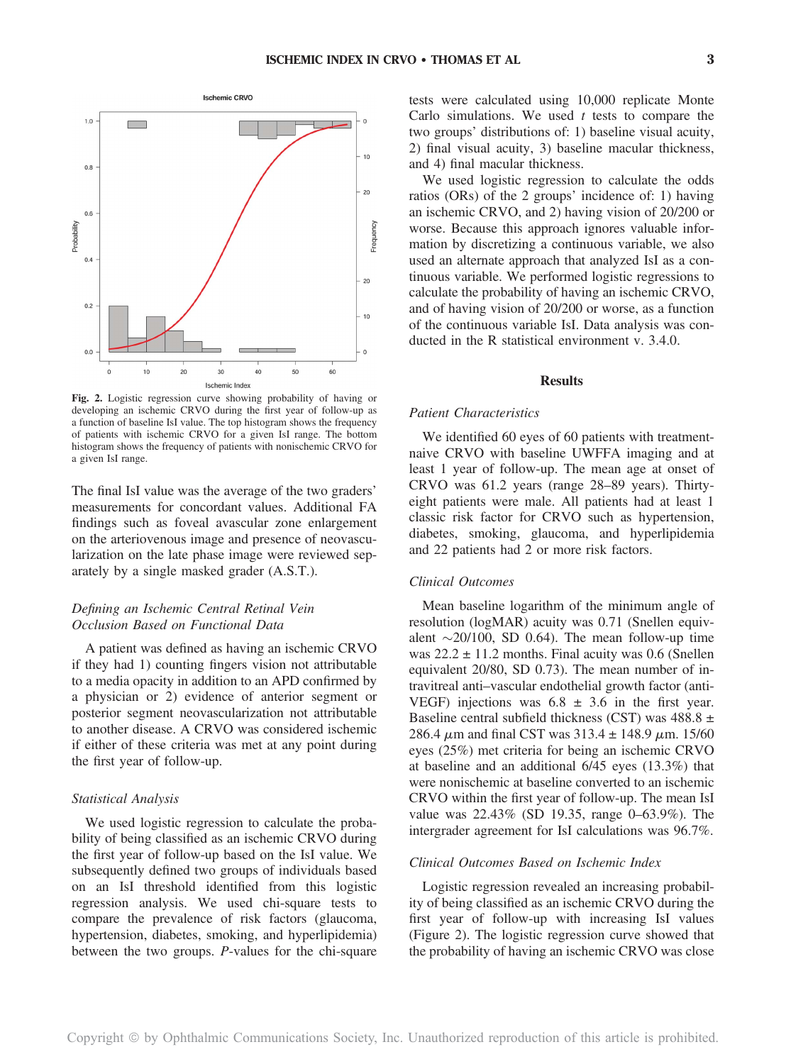Fig. 2. Logistic regression curve showing probability of having or developing an ischemic CRVO during the first year of follow-up as a function of baseline IsI value. The top histogram shows the frequency of patients with ischemic CRVO for a given IsI range. The bottom histogram shows the frequency of patients with nonischemic CRVO for a given IsI range.

The final IsI value was the average of the two graders' measurements for concordant values. Additional FA findings such as foveal avascular zone enlargement on the arteriovenous image and presence of neovascularization on the late phase image were reviewed separately by a single masked grader (A.S.T.).

### *Defining an Ischemic Central Retinal Vein Occlusion Based on Functional Data*

A patient was defined as having an ischemic CRVO if they had 1) counting fingers vision not attributable to a media opacity in addition to an APD confirmed by a physician or 2) evidence of anterior segment or posterior segment neovascularization not attributable to another disease. A CRVO was considered ischemic if either of these criteria was met at any point during the first year of follow-up.

### *Statistical Analysis*

We used logistic regression to calculate the probability of being classified as an ischemic CRVO during the first year of follow-up based on the IsI value. We subsequently defined two groups of individuals based on an IsI threshold identified from this logistic regression analysis. We used chi-square tests to compare the prevalence of risk factors (glaucoma, hypertension, diabetes, smoking, and hyperlipidemia) between the two groups. *P*-values for the chi-square tests were calculated using 10,000 replicate Monte Carlo simulations. We used *t* tests to compare the two groups' distributions of: 1) baseline visual acuity, 2) final visual acuity, 3) baseline macular thickness, and 4) final macular thickness.

We used logistic regression to calculate the odds ratios (ORs) of the 2 groups' incidence of: 1) having an ischemic CRVO, and 2) having vision of 20/200 or worse. Because this approach ignores valuable information by discretizing a continuous variable, we also used an alternate approach that analyzed IsI as a continuous variable. We performed logistic regressions to calculate the probability of having an ischemic CRVO, and of having vision of 20/200 or worse, as a function of the continuous variable IsI. Data analysis was conducted in the R statistical environment v. 3.4.0.

## Results

### *Patient Characteristics*

We identified 60 eyes of 60 patients with treatment-naive CRVO with baseline UWFFA imaging and at least 1 year of follow-up. The mean age at onset of CRVO was 61.2 years (range 28–89 years). Thirty-eight patients were male. All patients had at least 1 classic risk factor for CRVO such as hypertension, diabetes, smoking, glaucoma, and hyperlipidemia and 22 patients had 2 or more risk factors.

### *Clinical Outcomes*

Mean baseline logarithm of the minimum angle of resolution (logMAR) acuity was 0.71 (Snellen equivalent ~20/100, SD 0.64). The mean follow-up time was 22.2 ± 11.2 months. Final acuity was 0.6 (Snellen equivalent 20/80, SD 0.73). The mean number of intravitreal anti–vascular endothelial growth factor (anti-VEGF) injections was 6.8 ± 3.6 in the first year. Baseline central subfield thickness (CST) was 488.8 ± 286.4 $\mu$m and final CST was 313.4 ± 148.9 $\mu$m. 15/60 eyes (25%) met criteria for being an ischemic CRVO at baseline and an additional 6/45 eyes (13.3%) that were nonischemic at baseline converted to an ischemic CRVO within the first year of follow-up. The mean IsI value was 22.43% (SD 19.35, range 0–63.9%). The intergrader agreement for IsI calculations was 96.7%.

### *Clinical Outcomes Based on Ischemic Index*

Logistic regression revealed an increasing probability of being classified as an ischemic CRVO during the first year of follow-up with increasing IsI values (Figure 2). The logistic regression curve showed that the probability of having an ischemic CRVO was close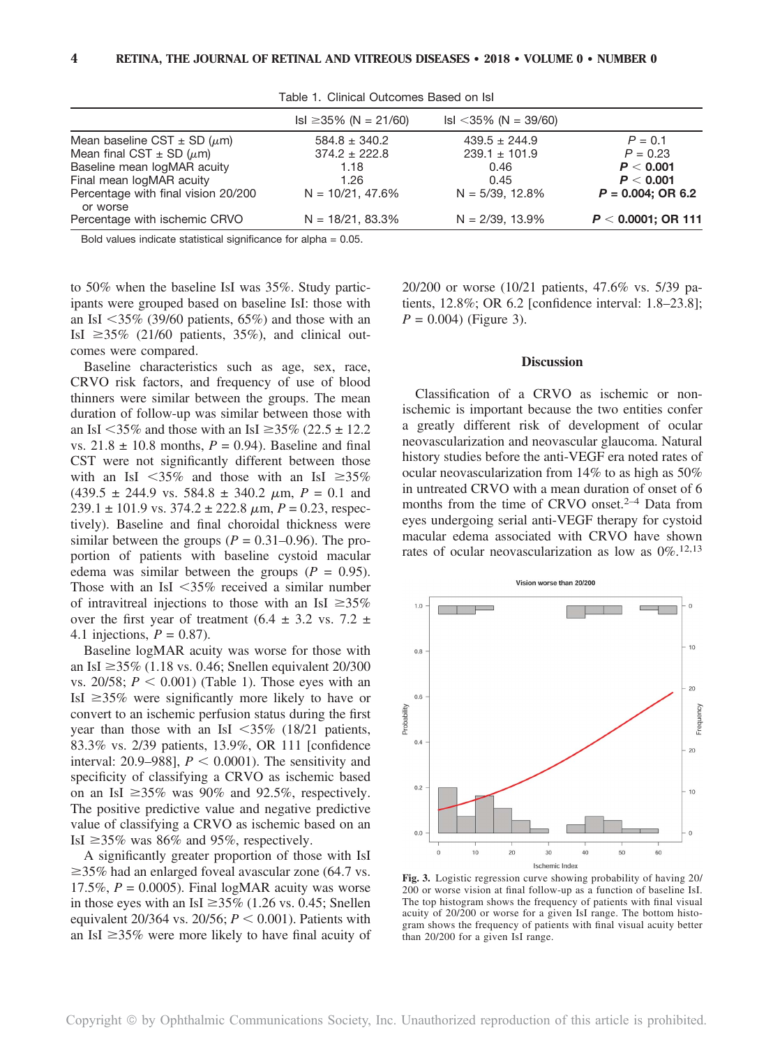Table 1. Clinical Outcomes Based on IsI

| | IsI ≥35% (N = 21/60) | IsI <35% (N = 39/60) | |
|---|---|---|---|
| Mean baseline CST ± SD (μm) | 584.8 ± 340.2 | 439.5 ± 244.9 | $P = 0.1$ |
| Mean final CST ± SD (μm) | 374.2 ± 222.8 | 239.1 ± 101.9 | $P = 0.23$ |
| Baseline mean logMAR acuity | 1.18 | 0.46 | **$P < 0.001$** |
| Final mean logMAR acuity | 1.26 | 0.45 | **$P < 0.001$** |
| Percentage with final vision 20/200 or worse | N = 10/21, 47.6% | N = 5/39, 12.8% | **$P = 0.004$; OR 6.2** |
| Percentage with ischemic CRVO | N = 18/21, 83.3% | N = 2/39, 13.9% | **$P < 0.0001$; OR 111** |

Bold values indicate statistical significance for alpha = 0.05.

to 50% when the baseline IsI was 35%. Study participants were grouped based on baseline IsI: those with an IsI <35% (39/60 patients, 65%) and those with an IsI ≥35% (21/60 patients, 35%), and clinical outcomes were compared.

Baseline characteristics such as age, sex, race, CRVO risk factors, and frequency of use of blood thinners were similar between the groups. The mean duration of follow-up was similar between those with an IsI <35% and those with an IsI ≥35% (22.5 ± 12.2 vs. 21.8 ± 10.8 months, $P = 0.94$). Baseline and final CST were not significantly different between those with an IsI <35% and those with an IsI ≥35% (439.5 ± 244.9 vs. 584.8 ± 340.2 μm, $P = 0.1$ and 239.1 ± 101.9 vs. 374.2 ± 222.8 μm, $P = 0.23$, respectively). Baseline and final choroidal thickness were similar between the groups ($P = 0.31$–$0.96$). The proportion of patients with baseline cystoid macular edema was similar between the groups ($P = 0.95$). Those with an IsI <35% received a similar number of intravitreal injections to those with an IsI ≥35% over the first year of treatment (6.4 ± 3.2 vs. 7.2 ± 4.1 injections, $P = 0.87$).

Baseline logMAR acuity was worse for those with an IsI ≥35% (1.18 vs. 0.46; Snellen equivalent 20/300 vs. 20/58; $P < 0.001$) (Table 1). Those eyes with an IsI ≥35% were significantly more likely to have or convert to an ischemic perfusion status during the first year than those with an IsI <35% (18/21 patients, 83.3% vs. 2/39 patients, 13.9%, OR 111 [confidence interval: 20.9–988], $P < 0.0001$). The sensitivity and specificity of classifying a CRVO as ischemic based on an IsI ≥35% was 90% and 92.5%, respectively. The positive predictive value and negative predictive value of classifying a CRVO as ischemic based on an IsI ≥35% was 86% and 95%, respectively.

A significantly greater proportion of those with IsI ≥35% had an enlarged foveal avascular zone (64.7 vs. 17.5%, $P = 0.0005$). Final logMAR acuity was worse in those eyes with an IsI ≥35% (1.26 vs. 0.45; Snellen equivalent 20/364 vs. 20/56; $P < 0.001$). Patients with an IsI ≥35% were more likely to have final acuity of 20/200 or worse (10/21 patients, 47.6% vs. 5/39 patients, 12.8%; OR 6.2 [confidence interval: 1.8–23.8]; $P = 0.004$) (Figure 3).

## Discussion

Classification of a CRVO as ischemic or nonischemic is important because the two entities confer a greatly different risk of development of ocular neovascularization and neovascular glaucoma. Natural history studies before the anti-VEGF era noted rates of ocular neovascularization from 14% to as high as 50% in untreated CRVO with a mean duration of onset of 6 months from the time of CRVO onset.[2–4] Data from eyes undergoing serial anti-VEGF therapy for cystoid macular edema associated with CRVO have shown rates of ocular neovascularization as low as 0%.[12,13]

**Fig. 3.** Logistic regression curve showing probability of having 20/200 or worse vision at final follow-up as a function of baseline IsI. The top histogram shows the frequency of patients with final visual acuity of 20/200 or worse for a given IsI range. The bottom histogram shows the frequency of patients with final visual acuity better than 20/200 for a given IsI range.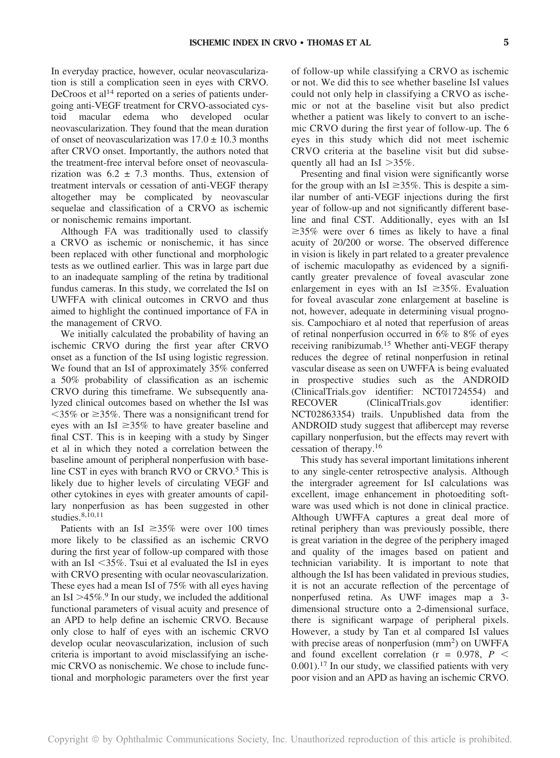In everyday practice, however, ocular neovascularization is still a complication seen in eyes with CRVO. DeCroos et al[14] reported on a series of patients undergoing anti-VEGF treatment for CRVO-associated cystoid macular edema who developed ocular neovascularization. They found that the mean duration of onset of neovascularization was $17.0 \pm 10.3$ months after CRVO onset. Importantly, the authors noted that the treatment-free interval before onset of neovascularization was $6.2 \pm 7.3$ months. Thus, extension of treatment intervals or cessation of anti-VEGF therapy altogether may be complicated by neovascular sequelae and classification of a CRVO as ischemic or nonischemic remains important.

Although FA was traditionally used to classify a CRVO as ischemic or nonischemic, it has since been replaced with other functional and morphologic tests as we outlined earlier. This was in large part due to an inadequate sampling of the retina by traditional fundus cameras. In this study, we correlated the IsI on UWFFA with clinical outcomes in CRVO and thus aimed to highlight the continued importance of FA in the management of CRVO.

We initially calculated the probability of having an ischemic CRVO during the first year after CRVO onset as a function of the IsI using logistic regression. We found that an IsI of approximately 35% conferred a 50% probability of classification as an ischemic CRVO during this timeframe. We subsequently analyzed clinical outcomes based on whether the IsI was <35% or ≥35%. There was a nonsignificant trend for eyes with an IsI ≥35% to have greater baseline and final CST. This is in keeping with a study by Singer et al in which they noted a correlation between the baseline amount of peripheral nonperfusion with baseline CST in eyes with branch RVO or CRVO.[5] This is likely due to higher levels of circulating VEGF and other cytokines in eyes with greater amounts of capillary nonperfusion as has been suggested in other studies.[8,10,11]

Patients with an IsI ≥35% were over 100 times more likely to be classified as an ischemic CRVO during the first year of follow-up compared with those with an IsI <35%. Tsui et al evaluated the IsI in eyes with CRVO presenting with ocular neovascularization. These eyes had a mean IsI of 75% with all eyes having an IsI >45%.[9] In our study, we included the additional functional parameters of visual acuity and presence of an APD to help define an ischemic CRVO. Because only close to half of eyes with an ischemic CRVO develop ocular neovascularization, inclusion of such criteria is important to avoid misclassifying an ischemic CRVO as nonischemic. We chose to include functional and morphologic parameters over the first year of follow-up while classifying a CRVO as ischemic or not. We did this to see whether baseline IsI values could not only help in classifying a CRVO as ischemic or not at the baseline visit but also predict whether a patient was likely to convert to an ischemic CRVO during the first year of follow-up. The 6 eyes in this study which did not meet ischemic CRVO criteria at the baseline visit but did subsequently all had an IsI >35%.

Presenting and final vision were significantly worse for the group with an IsI ≥35%. This is despite a similar number of anti-VEGF injections during the first year of follow-up and not significantly different baseline and final CST. Additionally, eyes with an IsI ≥35% were over 6 times as likely to have a final acuity of 20/200 or worse. The observed difference in vision is likely in part related to a greater prevalence of ischemic maculopathy as evidenced by a significantly greater prevalence of foveal avascular zone enlargement in eyes with an IsI ≥35%. Evaluation for foveal avascular zone enlargement at baseline is not, however, adequate in determining visual prognosis. Campochiaro et al noted that reperfusion of areas of retinal nonperfusion occurred in 6% to 8% of eyes receiving ranibizumab.[15] Whether anti-VEGF therapy reduces the degree of retinal nonperfusion in retinal vascular disease as seen on UWFFA is being evaluated in prospective studies such as the ANDROID (ClinicalTrials.gov identifier: NCT01724554) and RECOVER (ClinicalTrials.gov identifier: NCT02863354) trails. Unpublished data from the ANDROID study suggest that aflibercept may reverse capillary nonperfusion, but the effects may revert with cessation of therapy.[16]

This study has several important limitations inherent to any single-center retrospective analysis. Although the intergrader agreement for IsI calculations was excellent, image enhancement in photoediting software was used which is not done in clinical practice. Although UWFFA captures a great deal more of retinal periphery than was previously possible, there is great variation in the degree of the periphery imaged and quality of the images based on patient and technician variability. It is important to note that although the IsI has been validated in previous studies, it is not an accurate reflection of the percentage of nonperfused retina. As UWF images map a 3-dimensional structure onto a 2-dimensional surface, there is significant warpage of peripheral pixels. However, a study by Tan et al compared IsI values with precise areas of nonperfusion ($mm^2$) on UWFFA and found excellent correlation ($r = 0.978$, $P < 0.001$).[17] In our study, we classified patients with very poor vision and an APD as having an ischemic CRVO.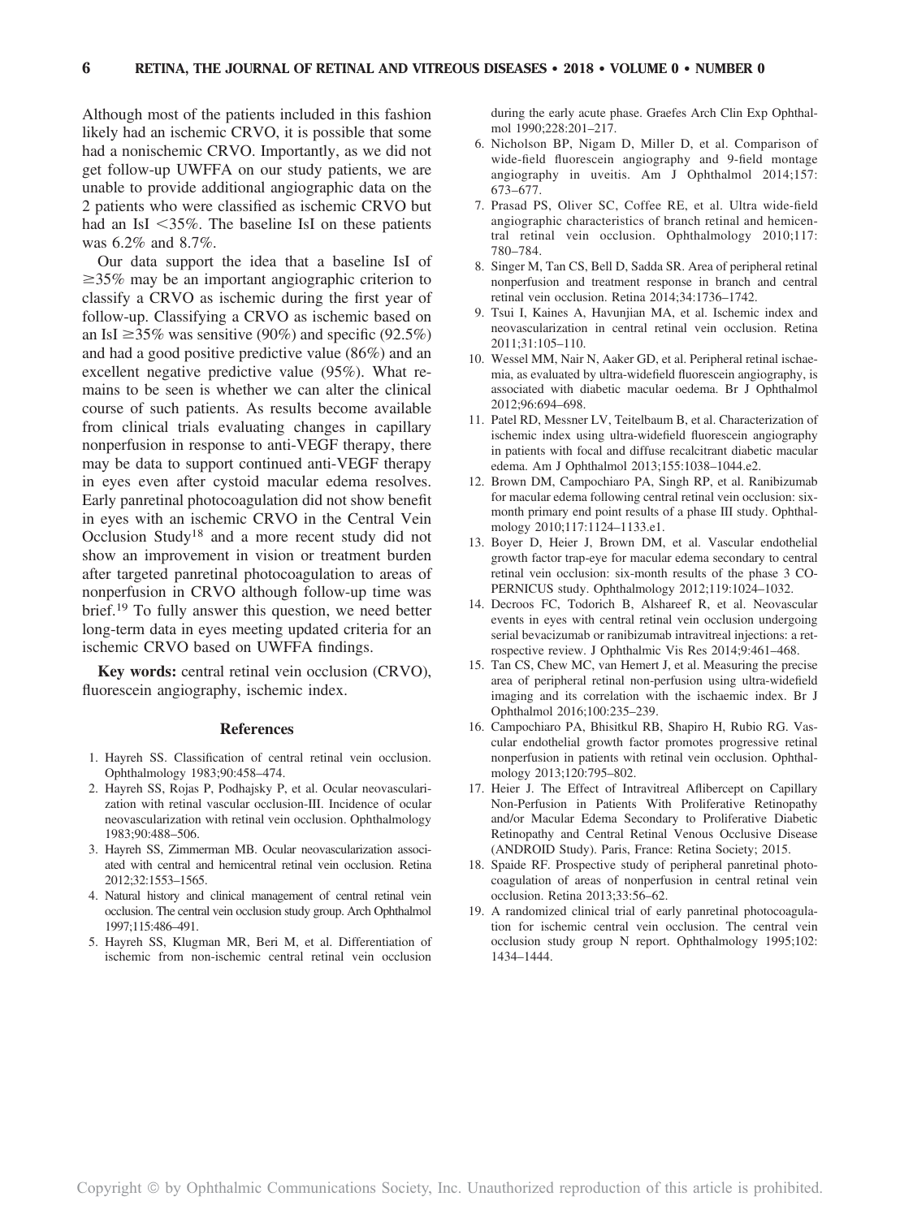Although most of the patients included in this fashion likely had an ischemic CRVO, it is possible that some had a nonischemic CRVO. Importantly, as we did not get follow-up UWFFA on our study patients, we are unable to provide additional angiographic data on the 2 patients who were classified as ischemic CRVO but had an IsI <35%. The baseline IsI on these patients was 6.2% and 8.7%.

Our data support the idea that a baseline IsI of ≥35% may be an important angiographic criterion to classify a CRVO as ischemic during the first year of follow-up. Classifying a CRVO as ischemic based on an IsI ≥35% was sensitive (90%) and specific (92.5%) and had a good positive predictive value (86%) and an excellent negative predictive value (95%). What remains to be seen is whether we can alter the clinical course of such patients. As results become available from clinical trials evaluating changes in capillary nonperfusion in response to anti-VEGF therapy, there may be data to support continued anti-VEGF therapy in eyes even after cystoid macular edema resolves. Early panretinal photocoagulation did not show benefit in eyes with an ischemic CRVO in the Central Vein Occlusion Study[18] and a more recent study did not show an improvement in vision or treatment burden after targeted panretinal photocoagulation to areas of nonperfusion in CRVO although follow-up time was brief.[19] To fully answer this question, we need better long-term data in eyes meeting updated criteria for an ischemic CRVO based on UWFFA findings.

**Key words:** central retinal vein occlusion (CRVO), fluorescein angiography, ischemic index.

## References

1. Hayreh SS. Classification of central retinal vein occlusion. Ophthalmology 1983;90:458–474.
2. Hayreh SS, Rojas P, Podhajsky P, et al. Ocular neovascularization with retinal vascular occlusion-III. Incidence of ocular neovascularization with retinal vein occlusion. Ophthalmology 1983;90:488–506.
3. Hayreh SS, Zimmerman MB. Ocular neovascularization associated with central and hemicentral retinal vein occlusion. Retina 2012;32:1553–1565.
4. Natural history and clinical management of central retinal vein occlusion. The central vein occlusion study group. Arch Ophthalmol 1997;115:486–491.
5. Hayreh SS, Klugman MR, Beri M, et al. Differentiation of ischemic from non-ischemic central retinal vein occlusion during the early acute phase. Graefes Arch Clin Exp Ophthalmol 1990;228:201–217.
6. Nicholson BP, Nigam D, Miller D, et al. Comparison of wide-field fluorescein angiography and 9-field montage angiography in uveitis. Am J Ophthalmol 2014;157:673–677.
7. Prasad PS, Oliver SC, Coffee RE, et al. Ultra wide-field angiographic characteristics of branch retinal and hemicentral retinal vein occlusion. Ophthalmology 2010;117:780–784.
8. Singer M, Tan CS, Bell D, Sadda SR. Area of peripheral retinal nonperfusion and treatment response in branch and central retinal vein occlusion. Retina 2014;34:1736–1742.
9. Tsui I, Kaines A, Havunjian MA, et al. Ischemic index and neovascularization in central retinal vein occlusion. Retina 2011;31:105–110.
10. Wessel MM, Nair N, Aaker GD, et al. Peripheral retinal ischaemia, as evaluated by ultra-widefield fluorescein angiography, is associated with diabetic macular oedema. Br J Ophthalmol 2012;96:694–698.
11. Patel RD, Messner LV, Teitelbaum B, et al. Characterization of ischemic index using ultra-widefield fluorescein angiography in patients with focal and diffuse recalcitrant diabetic macular edema. Am J Ophthalmol 2013;155:1038–1044.e2.
12. Brown DM, Campochiaro PA, Singh RP, et al. Ranibizumab for macular edema following central retinal vein occlusion: six-month primary end point results of a phase III study. Ophthalmology 2010;117:1124–1133.e1.
13. Boyer D, Heier J, Brown DM, et al. Vascular endothelial growth factor trap-eye for macular edema secondary to central retinal vein occlusion: six-month results of the phase 3 COPERNICUS study. Ophthalmology 2012;119:1024–1032.
14. Decroos FC, Todorich B, Alshareef R, et al. Neovascular events in eyes with central retinal vein occlusion undergoing serial bevacizumab or ranibizumab intravitreal injections: a retrospective review. J Ophthalmic Vis Res 2014;9:461–468.
15. Tan CS, Chew MC, van Hemert J, et al. Measuring the precise area of peripheral retinal non-perfusion using ultra-widefield imaging and its correlation with the ischaemic index. Br J Ophthalmol 2016;100:235–239.
16. Campochiaro PA, Bhisitkul RB, Shapiro H, Rubio RG. Vascular endothelial growth factor promotes progressive retinal nonperfusion in patients with retinal vein occlusion. Ophthalmology 2013;120:795–802.
17. Heier J. The Effect of Intravitreal Aflibercept on Capillary Non-Perfusion in Patients With Proliferative Retinopathy and/or Macular Edema Secondary to Proliferative Diabetic Retinopathy and Central Retinal Venous Occlusive Disease (ANDROID Study). Paris, France: Retina Society; 2015.
18. Spaide RF. Prospective study of peripheral panretinal photocoagulation of areas of nonperfusion in central retinal vein occlusion. Retina 2013;33:56–62.
19. A randomized clinical trial of early panretinal photocoagulation for ischemic central vein occlusion. The central vein occlusion study group N report. Ophthalmology 1995;102:1434–1444.